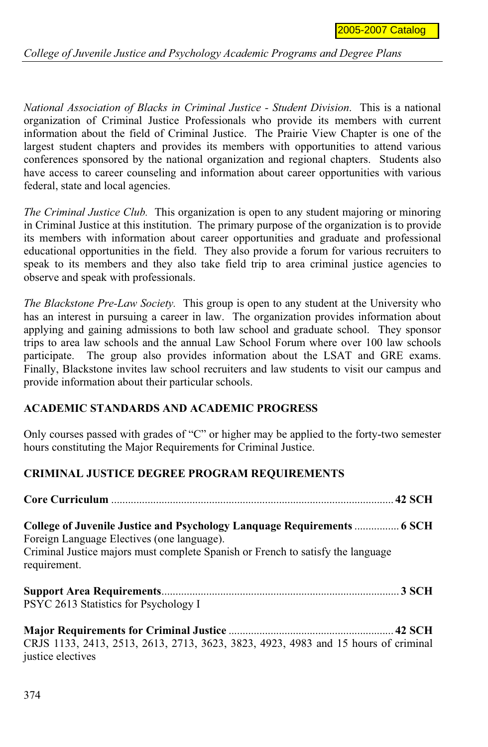*National Association of Blacks in Criminal Justice - Student Division.* This is a national organization of Criminal Justice Professionals who provide its members with current information about the field of Criminal Justice. The Prairie View Chapter is one of the largest student chapters and provides its members with opportunities to attend various conferences sponsored by the national organization and regional chapters. Students also have access to career counseling and information about career opportunities with various federal, state and local agencies.

*The Criminal Justice Club.* This organization is open to any student majoring or minoring in Criminal Justice at this institution. The primary purpose of the organization is to provide its members with information about career opportunities and graduate and professional educational opportunities in the field. They also provide a forum for various recruiters to speak to its members and they also take field trip to area criminal justice agencies to observe and speak with professionals.

*The Blackstone Pre-Law Society.* This group is open to any student at the University who has an interest in pursuing a career in law. The organization provides information about applying and gaining admissions to both law school and graduate school. They sponsor trips to area law schools and the annual Law School Forum where over 100 law schools participate. The group also provides information about the LSAT and GRE exams. Finally, Blackstone invites law school recruiters and law students to visit our campus and provide information about their particular schools.

## ACADEMIC STANDARDS AND ACADEMIC PROGRESS

Only courses passed with grades of "C" or higher may be applied to the forty-two semester hours constituting the Major Requirements for Criminal Justice.

## CRIMINAL JUSTICE DEGREE PROGRAM REQUIREMENTS

**Core Curriculum** ........................................................................................... **42 SCH**

**College of Juvenile Justice and Psychology Lanquage Requirements** ................ **6 SCH**
Foreign Language Electives (one language).
Criminal Justice majors must complete Spanish or French to satisfy the language requirement.

**Support Area Requirements**.................................................................................... **3 SCH**
PSYC 2613 Statistics for Psychology I

**Major Requirements for Criminal Justice** ........................................................... **42 SCH**
CRJS 1133, 2413, 2513, 2613, 2713, 3623, 3823, 4923, 4983 and 15 hours of criminal justice electives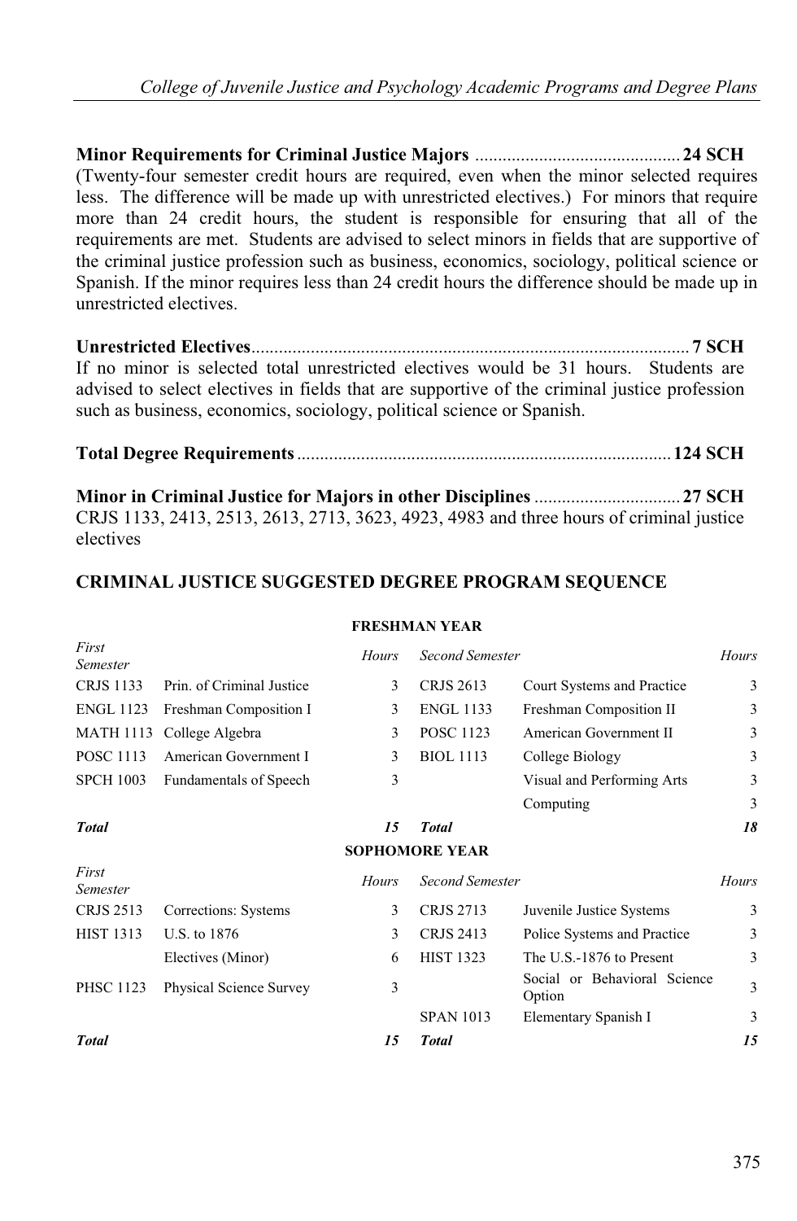**Minor Requirements for Criminal Justice Majors** ............................................. **24 SCH**
(Twenty-four semester credit hours are required, even when the minor selected requires less. The difference will be made up with unrestricted electives.) For minors that require more than 24 credit hours, the student is responsible for ensuring that all of the requirements are met. Students are advised to select minors in fields that are supportive of the criminal justice profession such as business, economics, sociology, political science or Spanish. If the minor requires less than 24 credit hours the difference should be made up in unrestricted electives.

**Unrestricted Electives**............................................................................................... **7 SCH**
If no minor is selected total unrestricted electives would be 31 hours. Students are advised to select electives in fields that are supportive of the criminal justice profession such as business, economics, sociology, political science or Spanish.

**Total Degree Requirements**................................................................................. **124 SCH**

**Minor in Criminal Justice for Majors in other Disciplines** ................................ **27 SCH**
CRJS 1133, 2413, 2513, 2613, 2713, 3623, 4923, 4983 and three hours of criminal justice electives

## CRIMINAL JUSTICE SUGGESTED DEGREE PROGRAM SEQUENCE

**FRESHMAN YEAR**

| *First Semester* | | *Hours* | *Second Semester* | | *Hours* |
|---|---|---|---|---|---|
| CRJS 1133 | Prin. of Criminal Justice | 3 | CRJS 2613 | Court Systems and Practice | 3 |
| ENGL 1123 | Freshman Composition I | 3 | ENGL 1133 | Freshman Composition II | 3 |
| MATH 1113 | College Algebra | 3 | POSC 1123 | American Government II | 3 |
| POSC 1113 | American Government I | 3 | BIOL 1113 | College Biology | 3 |
| SPCH 1003 | Fundamentals of Speech | 3 | | Visual and Performing Arts | 3 |
| | | | | Computing | 3 |
| ***Total*** | | ***15*** | ***Total*** | | ***18*** |

**SOPHOMORE YEAR**

| *First Semester* | | *Hours* | *Second Semester* | | *Hours* |
|---|---|---|---|---|---|
| CRJS 2513 | Corrections: Systems | 3 | CRJS 2713 | Juvenile Justice Systems | 3 |
| HIST 1313 | U.S. to 1876 | 3 | CRJS 2413 | Police Systems and Practice | 3 |
| | Electives (Minor) | 6 | HIST 1323 | The U.S.-1876 to Present | 3 |
| PHSC 1123 | Physical Science Survey | 3 | | Social or Behavioral Science Option | 3 |
| | | | SPAN 1013 | Elementary Spanish I | 3 |
| ***Total*** | | ***15*** | ***Total*** | | ***15*** |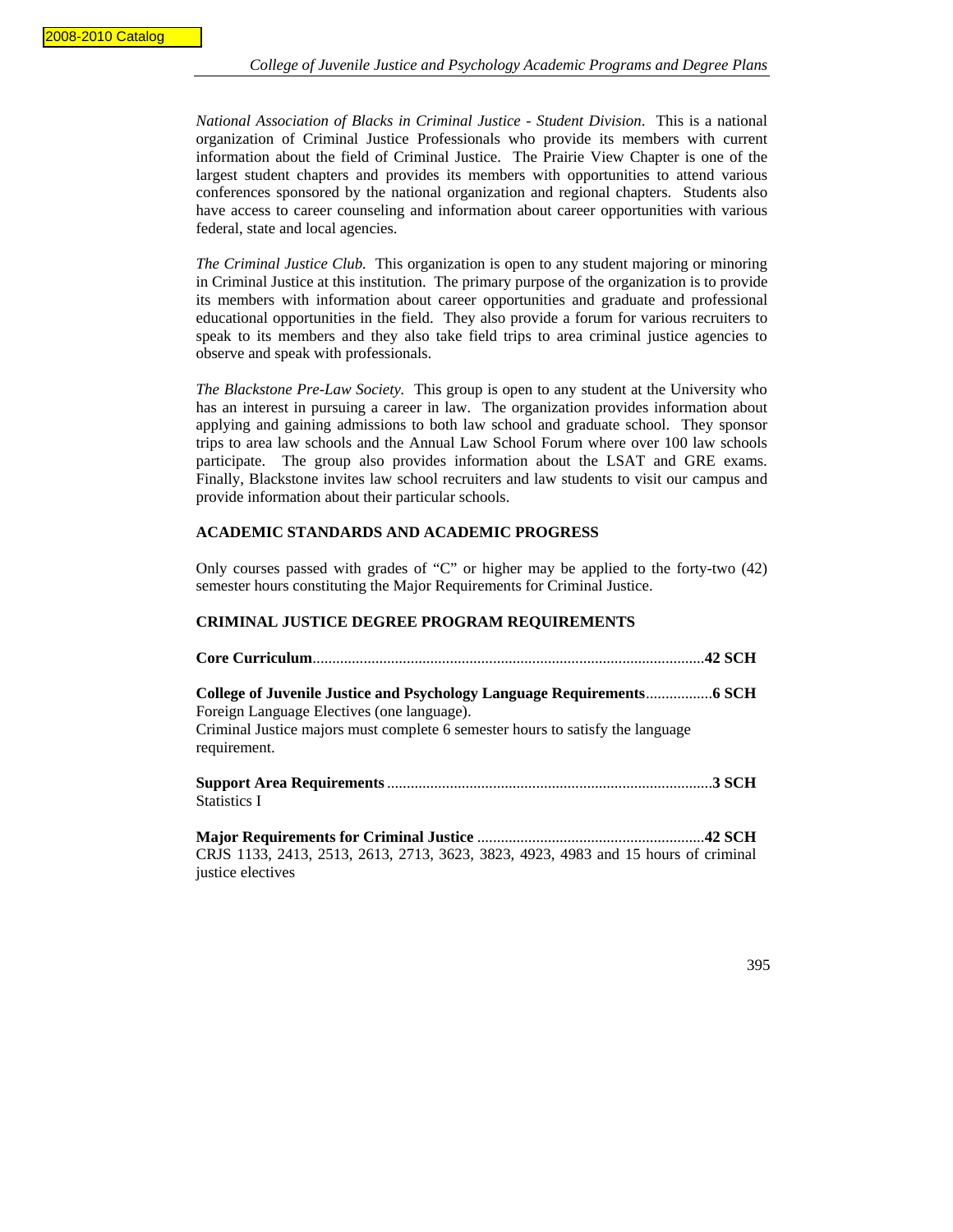*National Association of Blacks in Criminal Justice - Student Division*. This is a national organization of Criminal Justice Professionals who provide its members with current information about the field of Criminal Justice. The Prairie View Chapter is one of the largest student chapters and provides its members with opportunities to attend various conferences sponsored by the national organization and regional chapters. Students also have access to career counseling and information about career opportunities with various federal, state and local agencies.

*The Criminal Justice Club.* This organization is open to any student majoring or minoring in Criminal Justice at this institution. The primary purpose of the organization is to provide its members with information about career opportunities and graduate and professional educational opportunities in the field. They also provide a forum for various recruiters to speak to its members and they also take field trips to area criminal justice agencies to observe and speak with professionals.

*The Blackstone Pre-Law Society.* This group is open to any student at the University who has an interest in pursuing a career in law. The organization provides information about applying and gaining admissions to both law school and graduate school. They sponsor trips to area law schools and the Annual Law School Forum where over 100 law schools participate. The group also provides information about the LSAT and GRE exams. Finally, Blackstone invites law school recruiters and law students to visit our campus and provide information about their particular schools.

## ACADEMIC STANDARDS AND ACADEMIC PROGRESS

Only courses passed with grades of "C" or higher may be applied to the forty-two (42) semester hours constituting the Major Requirements for Criminal Justice.

## CRIMINAL JUSTICE DEGREE PROGRAM REQUIREMENTS

**Core Curriculum**....................................................................................................**42 SCH**

**College of Juvenile Justice and Psychology Language Requirements**.................**6 SCH**
Foreign Language Electives (one language).
Criminal Justice majors must complete 6 semester hours to satisfy the language requirement.

**Support Area Requirements**..................................................................................**3 SCH**
Statistics I

**Major Requirements for Criminal Justice** ..........................................................**42 SCH**
CRJS 1133, 2413, 2513, 2613, 2713, 3623, 3823, 4923, 4983 and 15 hours of criminal justice electives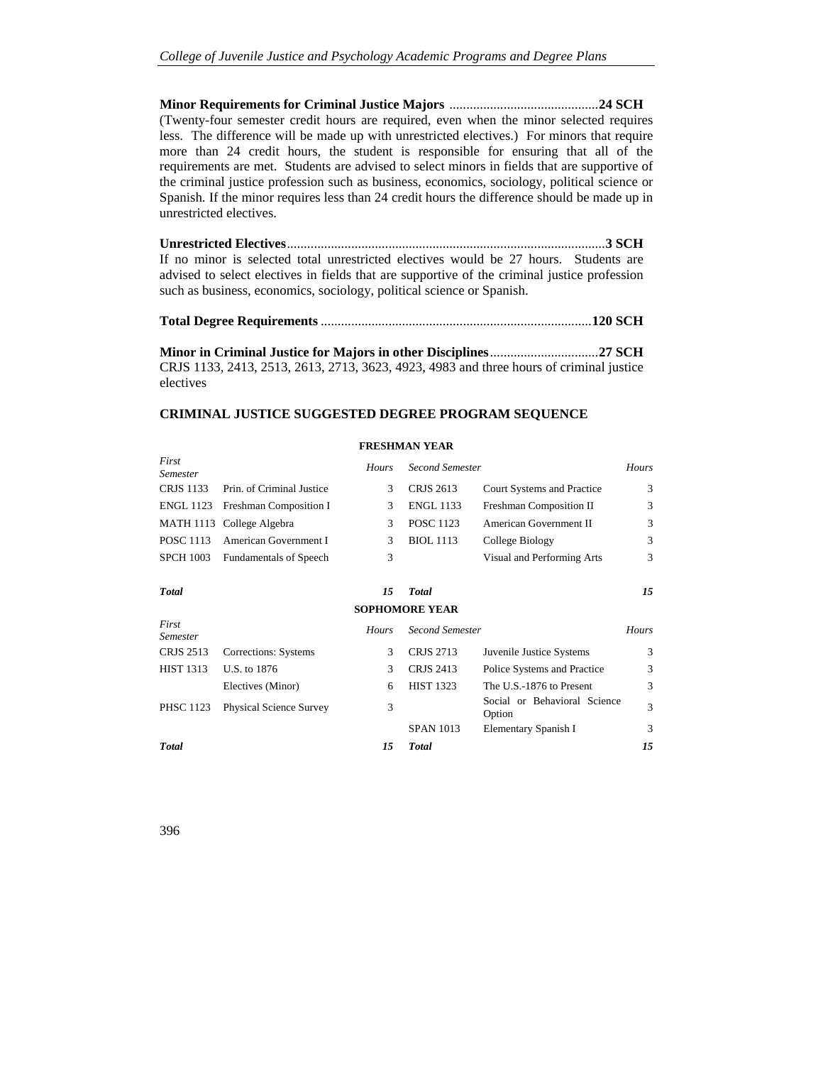**Minor Requirements for Criminal Justice Majors** ............................................**24 SCH**
(Twenty-four semester credit hours are required, even when the minor selected requires less. The difference will be made up with unrestricted electives.) For minors that require more than 24 credit hours, the student is responsible for ensuring that all of the requirements are met. Students are advised to select minors in fields that are supportive of the criminal justice profession such as business, economics, sociology, political science or Spanish. If the minor requires less than 24 credit hours the difference should be made up in unrestricted electives.

**Unrestricted Electives**.............................................................................................**3 SCH**
If no minor is selected total unrestricted electives would be 27 hours. Students are advised to select electives in fields that are supportive of the criminal justice profession such as business, economics, sociology, political science or Spanish.

**Total Degree Requirements** ...............................................................................**120 SCH**

**Minor in Criminal Justice for Majors in other Disciplines**................................**27 SCH**
CRJS 1133, 2413, 2513, 2613, 2713, 3623, 4923, 4983 and three hours of criminal justice electives

### CRIMINAL JUSTICE SUGGESTED DEGREE PROGRAM SEQUENCE

**FRESHMAN YEAR**

| *First Semester* | | *Hours* | *Second Semester* | | *Hours* |
|---|---|---|---|---|---|
| CRJS 1133 | Prin. of Criminal Justice | 3 | CRJS 2613 | Court Systems and Practice | 3 |
| ENGL 1123 | Freshman Composition I | 3 | ENGL 1133 | Freshman Composition II | 3 |
| MATH 1113 | College Algebra | 3 | POSC 1123 | American Government II | 3 |
| POSC 1113 | American Government I | 3 | BIOL 1113 | College Biology | 3 |
| SPCH 1003 | Fundamentals of Speech | 3 | | Visual and Performing Arts | 3 |
| ***Total*** | | ***15*** | ***Total*** | | ***15*** |

**SOPHOMORE YEAR**

| *First Semester* | | *Hours* | *Second Semester* | | *Hours* |
|---|---|---|---|---|---|
| CRJS 2513 | Corrections: Systems | 3 | CRJS 2713 | Juvenile Justice Systems | 3 |
| HIST 1313 | U.S. to 1876 | 3 | CRJS 2413 | Police Systems and Practice | 3 |
| | Electives (Minor) | 6 | HIST 1323 | The U.S.-1876 to Present | 3 |
| PHSC 1123 | Physical Science Survey | 3 | | Social or Behavioral Science Option | 3 |
| | | | SPAN 1013 | Elementary Spanish I | 3 |
| ***Total*** | | ***15*** | ***Total*** | | ***15*** |